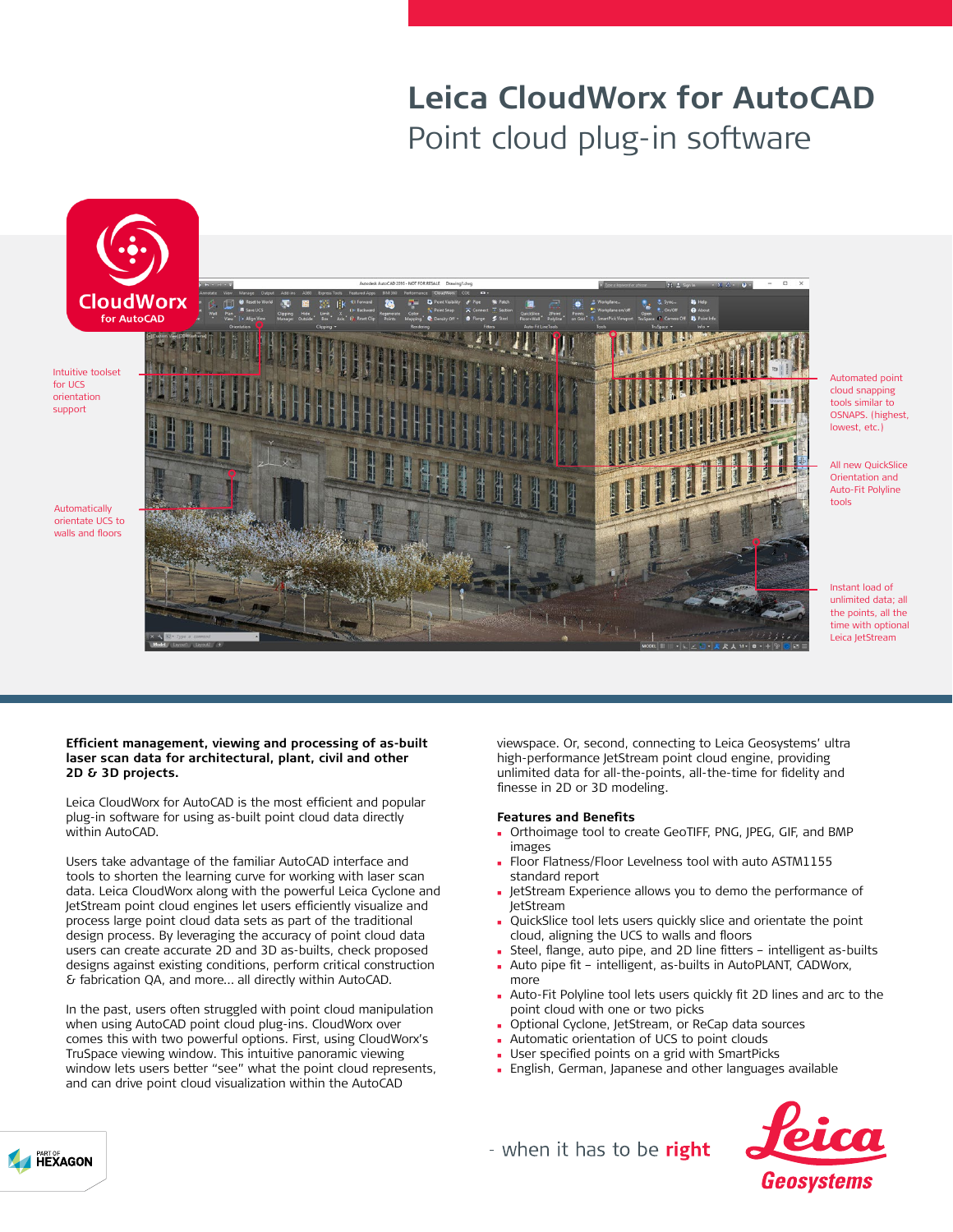# Leica CloudWorx for AutoCAD

## Point cloud plug-in software

Intuitive toolset for UCS orientation support

Automatically orientate UCS to walls and floors

Automated point cloud snapping tools similar to OSNAPS. (highest, lowest, etc.)

All new QuickSlice Orientation and Auto-Fit Polyline tools

Instant load of unlimited data; all the points, all the time with optional Leica JetStream

**Efficient management, viewing and processing of as-built laser scan data for architectural, plant, civil and other 2D & 3D projects.**

Leica CloudWorx for AutoCAD is the most efficient and popular plug-in software for using as-built point cloud data directly within AutoCAD.

Users take advantage of the familiar AutoCAD interface and tools to shorten the learning curve for working with laser scan data. Leica CloudWorx along with the powerful Leica Cyclone and JetStream point cloud engines let users efficiently visualize and process large point cloud data sets as part of the traditional design process. By leveraging the accuracy of point cloud data users can create accurate 2D and 3D as-builts, check proposed designs against existing conditions, perform critical construction & fabrication QA, and more... all directly within AutoCAD.

In the past, users often struggled with point cloud manipulation when using AutoCAD point cloud plug-ins. CloudWorx over comes this with two powerful options. First, using CloudWorx's TruSpace viewing window. This intuitive panoramic viewing window lets users better "see" what the point cloud represents, and can drive point cloud visualization within the AutoCAD viewspace. Or, second, connecting to Leica Geosystems' ultra high-performance JetStream point cloud engine, providing unlimited data for all-the-points, all-the-time for fidelity and finesse in 2D or 3D modeling.

### Features and Benefits

- Orthoimage tool to create GeoTIFF, PNG, JPEG, GIF, and BMP images
- Floor Flatness/Floor Levelness tool with auto ASTM1155 standard report
- JetStream Experience allows you to demo the performance of JetStream
- QuickSlice tool lets users quickly slice and orientate the point cloud, aligning the UCS to walls and floors
- Steel, flange, auto pipe, and 2D line fitters – intelligent as-builts
- Auto pipe fit – intelligent, as-builts in AutoPLANT, CADWorx, more
- Auto-Fit Polyline tool lets users quickly fit 2D lines and arc to the point cloud with one or two picks
- Optional Cyclone, JetStream, or ReCap data sources
- Automatic orientation of UCS to point clouds
- User specified points on a grid with SmartPicks
- English, German, Japanese and other languages available

- when it has to be **right**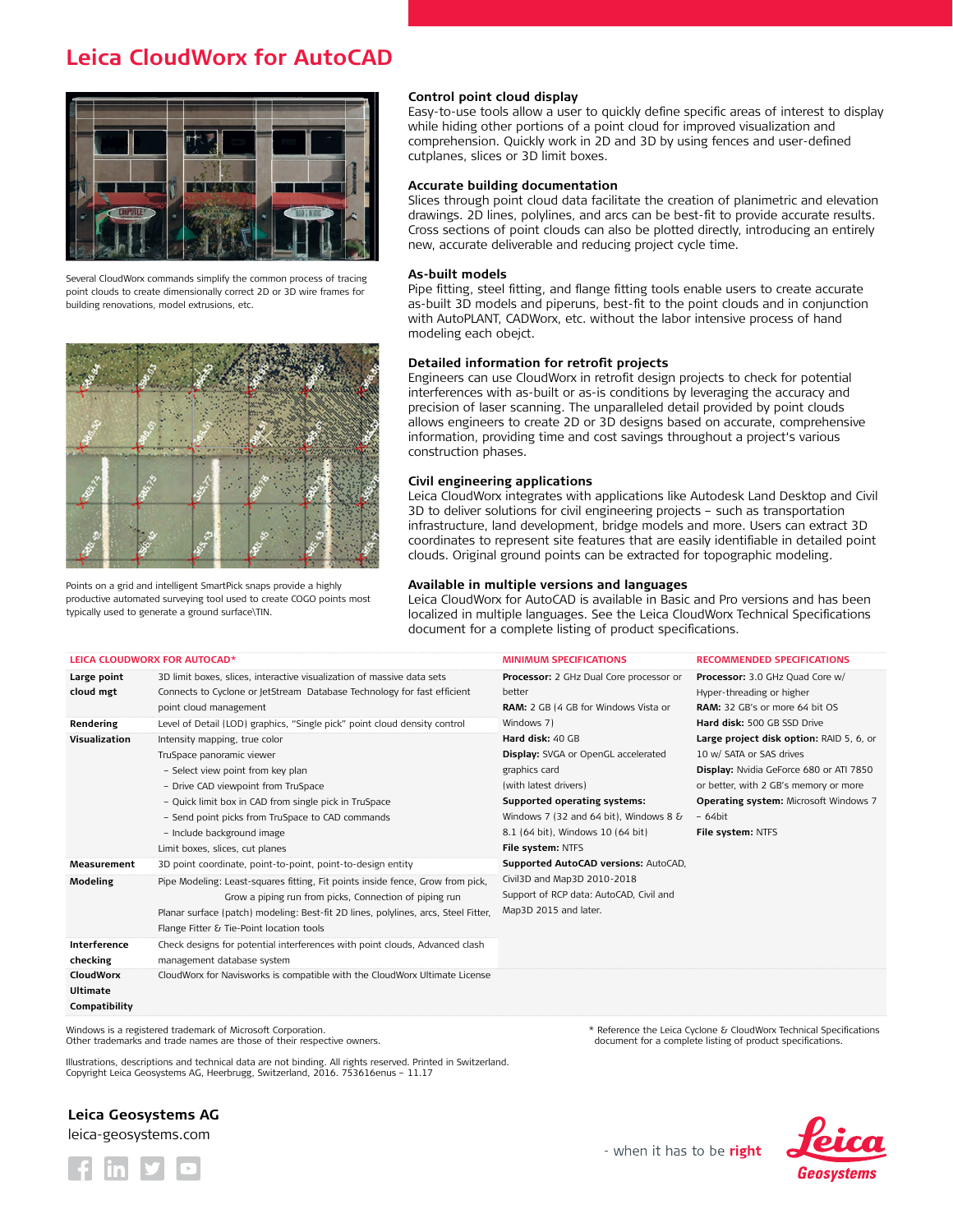# Leica CloudWorx for AutoCAD

Several CloudWorx commands simplify the common process of tracing point clouds to create dimensionally correct 2D or 3D wire frames for building renovations, model extrusions, etc.

Points on a grid and intelligent SmartPick snaps provide a highly productive automated surveying tool used to create COGO points most typically used to generate a ground surface\TIN.

### Control point cloud display

Easy-to-use tools allow a user to quickly define specific areas of interest to display while hiding other portions of a point cloud for improved visualization and comprehension. Quickly work in 2D and 3D by using fences and user-defined cutplanes, slices or 3D limit boxes.

### Accurate building documentation

Slices through point cloud data facilitate the creation of planimetric and elevation drawings. 2D lines, polylines, and arcs can be best-fit to provide accurate results. Cross sections of point clouds can also be plotted directly, introducing an entirely new, accurate deliverable and reducing project cycle time.

### As-built models

Pipe fitting, steel fitting, and flange fitting tools enable users to create accurate as-built 3D models and piperuns, best-fit to the point clouds and in conjunction with AutoPLANT, CADWorx, etc. without the labor intensive process of hand modeling each obejct.

### Detailed information for retrofit projects

Engineers can use CloudWorx in retrofit design projects to check for potential interferences with as-built or as-is conditions by leveraging the accuracy and precision of laser scanning. The unparalleled detail provided by point clouds allows engineers to create 2D or 3D designs based on accurate, comprehensive information, providing time and cost savings throughout a project's various construction phases.

### Civil engineering applications

Leica CloudWorx integrates with applications like Autodesk Land Desktop and Civil 3D to deliver solutions for civil engineering projects – such as transportation infrastructure, land development, bridge models and more. Users can extract 3D coordinates to represent site features that are easily identifiable in detailed point clouds. Original ground points can be extracted for topographic modeling.

### Available in multiple versions and languages

Leica CloudWorx for AutoCAD is available in Basic and Pro versions and has been localized in multiple languages. See the Leica CloudWorx Technical Specifications document for a complete listing of product specifications.

| LEICA CLOUDWORX FOR AUTOCAD* | |
|---|---|
| **Large point cloud mgt** | 3D limit boxes, slices, interactive visualization of massive data sets<br>Connects to Cyclone or JetStream Database Technology for fast efficient point cloud management |
| **Rendering** | Level of Detail (LOD) graphics, "Single pick" point cloud density control |
| **Visualization** | Intensity mapping, true color<br>TruSpace panoramic viewer<br>– Select view point from key plan<br>– Drive CAD viewpoint from TruSpace<br>– Quick limit box in CAD from single pick in TruSpace<br>– Send point picks from TruSpace to CAD commands<br>– Include background image<br>Limit boxes, slices, cut planes |
| **Measurement** | 3D point coordinate, point-to-point, point-to-design entity |
| **Modeling** | Pipe Modeling: Least-squares fitting, Fit points inside fence, Grow from pick, Grow a piping run from picks, Connection of piping run<br>Planar surface (patch) modeling: Best-fit 2D lines, polylines, arcs, Steel Fitter, Flange Fitter & Tie-Point location tools |
| **Interference checking** | Check designs for potential interferences with point clouds, Advanced clash management database system |
| **CloudWorx Ultimate Compatibility** | CloudWorx for Navisworks is compatible with the CloudWorx Ultimate License |

| MINIMUM SPECIFICATIONS | RECOMMENDED SPECIFICATIONS |
|---|---|
| **Processor:** 2 GHz Dual Core processor or better | **Processor:** 3.0 GHz Quad Core w/ Hyper-threading or higher |
| **RAM:** 2 GB (4 GB for Windows Vista or Windows 7) | **RAM:** 32 GB's or more 64 bit OS |
| **Hard disk:** 40 GB | **Hard disk:** 500 GB SSD Drive |
| **Display:** SVGA or OpenGL accelerated graphics card (with latest drivers) | **Large project disk option:** RAID 5, 6, or 10 w/ SATA or SAS drives |
| **Supported operating systems:** Windows 7 (32 and 64 bit), Windows 8 & 8.1 (64 bit), Windows 10 (64 bit) | **Display:** Nvidia GeForce 680 or ATI 7850 or better, with 2 GB's memory or more |
| **File system:** NTFS | **Operating system:** Microsoft Windows 7 – 64bit |
| **Supported AutoCAD versions:** AutoCAD, Civil3D and Map3D 2010-2018<br>Support of RCP data: AutoCAD, Civil and Map3D 2015 and later. | **File system:** NTFS |

Windows is a registered trademark of Microsoft Corporation.
Other trademarks and trade names are those of their respective owners.

\* Reference the Leica Cyclone & CloudWorx Technical Specifications document for a complete listing of product specifications.

Illustrations, descriptions and technical data are not binding. All rights reserved. Printed in Switzerland.
Copyright Leica Geosystems AG, Heerbrugg, Switzerland, 2016. 753616enus – 11.17

**Leica Geosystems AG**
leica-geosystems.com

- when it has to be **right**

Leica Geosystems